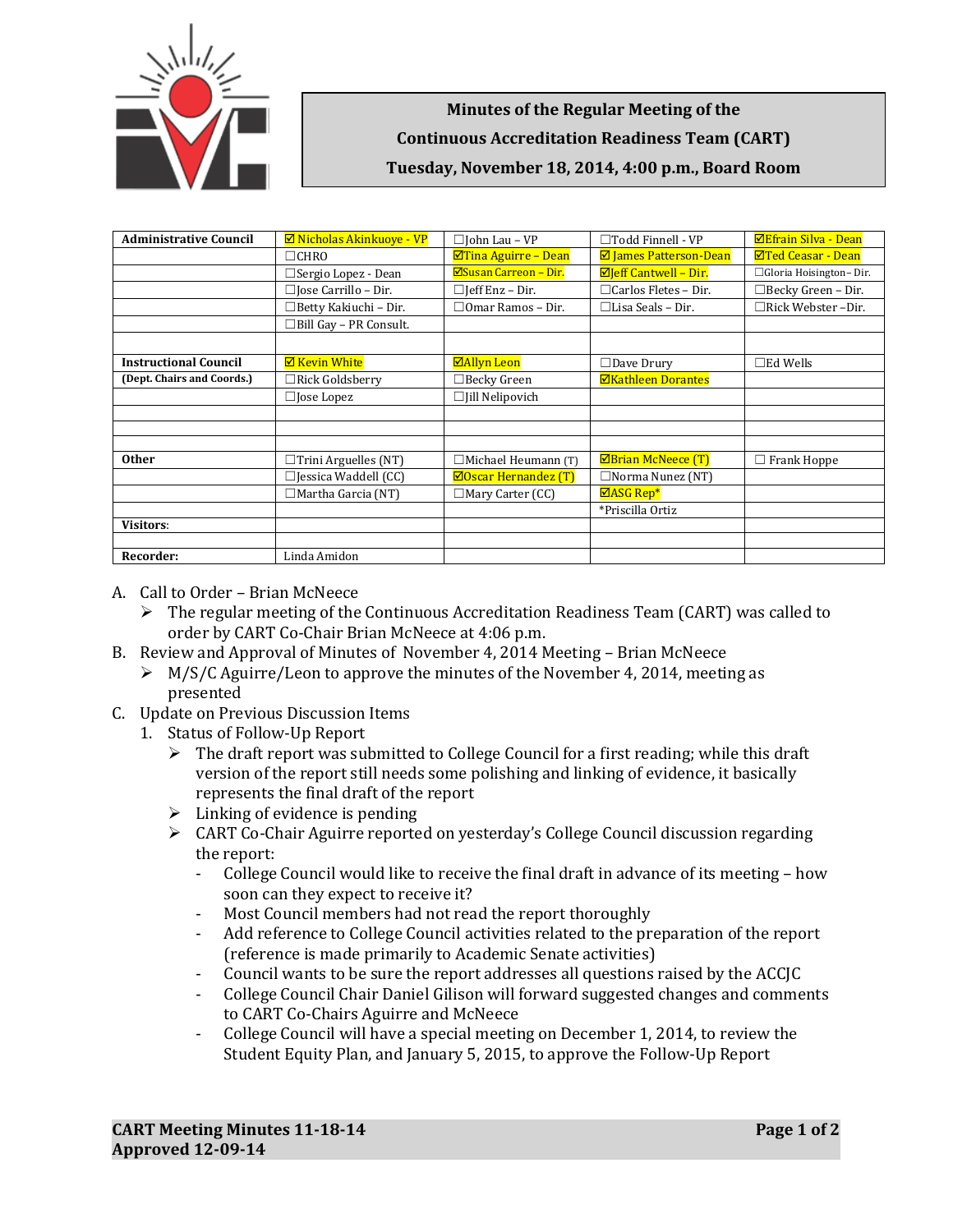**Minutes of the Regular Meeting of the**

**Continuous Accreditation Readiness Team (CART)**

**Tuesday, November 18, 2014, 4:00 p.m., Board Room**

| | | | | |
|---|---|---|---|---|
| **Administrative Council** | ☑ Nicholas Akinkuoye - VP | ☐John Lau – VP | ☐Todd Finnell - VP | ☑Efrain Silva - Dean |
| | ☐CHRO | ☑Tina Aguirre – Dean | ☑ James Patterson-Dean | ☑Ted Ceasar - Dean |
| | ☐Sergio Lopez - Dean | ☑Susan Carreon – Dir. | ☑Jeff Cantwell – Dir. | ☐Gloria Hoisington– Dir. |
| | ☐Jose Carrillo – Dir. | ☐Jeff Enz – Dir. | ☐Carlos Fletes – Dir. | ☐Becky Green – Dir. |
| | ☐Betty Kakiuchi – Dir. | ☐Omar Ramos – Dir. | ☐Lisa Seals – Dir. | ☐Rick Webster –Dir. |
| | ☐Bill Gay – PR Consult. | | | |
| | | | | |
| **Instructional Council** | ☑ Kevin White | ☑Allyn Leon | ☐Dave Drury | ☐Ed Wells |
| **(Dept. Chairs and Coords.)** | ☐Rick Goldsberry | ☐Becky Green | ☑Kathleen Dorantes | |
| | ☐Jose Lopez | ☐Jill Nelipovich | | |
| | | | | |
| | | | | |
| | | | | |
| **Other** | ☐Trini Arguelles (NT) | ☐Michael Heumann (T) | ☑Brian McNeece (T) | ☐ Frank Hoppe |
| | ☐Jessica Waddell (CC) | ☑Oscar Hernandez (T) | ☐Norma Nunez (NT) | |
| | ☐Martha Garcia (NT) | ☐Mary Carter (CC) | ☑ASG Rep* | |
| | | | *Priscilla Ortiz | |
| **Visitors**: | | | | |
| | | | | |
| **Recorder:** | Linda Amidon | | | |

A. Call to Order – Brian McNeece
   - The regular meeting of the Continuous Accreditation Readiness Team (CART) was called to order by CART Co-Chair Brian McNeece at 4:06 p.m.

B. Review and Approval of Minutes of November 4, 2014 Meeting – Brian McNeece
   - M/S/C Aguirre/Leon to approve the minutes of the November 4, 2014, meeting as presented

C. Update on Previous Discussion Items
   1. Status of Follow-Up Report
      - The draft report was submitted to College Council for a first reading; while this draft version of the report still needs some polishing and linking of evidence, it basically represents the final draft of the report
      - Linking of evidence is pending
      - CART Co-Chair Aguirre reported on yesterday's College Council discussion regarding the report:
        - College Council would like to receive the final draft in advance of its meeting – how soon can they expect to receive it?
        - Most Council members had not read the report thoroughly
        - Add reference to College Council activities related to the preparation of the report (reference is made primarily to Academic Senate activities)
        - Council wants to be sure the report addresses all questions raised by the ACCJC
        - College Council Chair Daniel Gilison will forward suggested changes and comments to CART Co-Chairs Aguirre and McNeece
        - College Council will have a special meeting on December 1, 2014, to review the Student Equity Plan, and January 5, 2015, to approve the Follow-Up Report

**CART Meeting Minutes 11-18-14**
**Approved 12-09-14**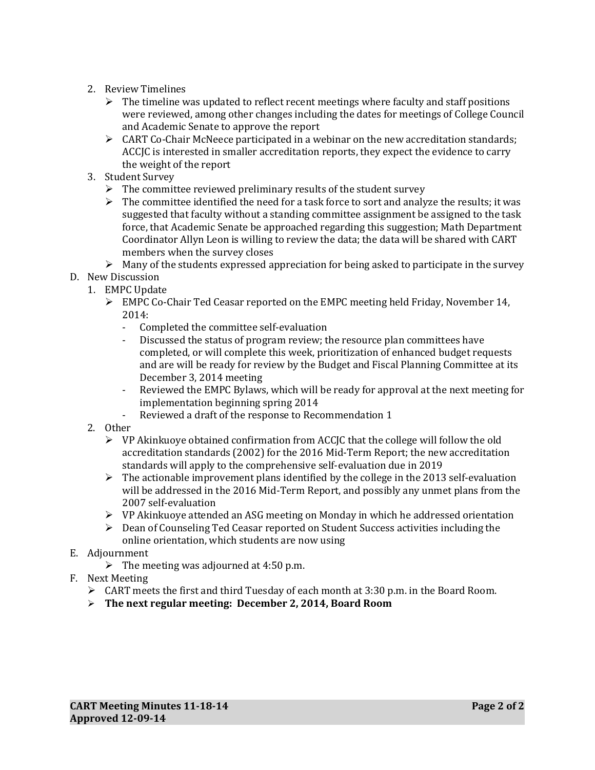2. Review Timelines
   - The timeline was updated to reflect recent meetings where faculty and staff positions were reviewed, among other changes including the dates for meetings of College Council and Academic Senate to approve the report
   - CART Co-Chair McNeece participated in a webinar on the new accreditation standards; ACCJC is interested in smaller accreditation reports, they expect the evidence to carry the weight of the report
3. Student Survey
   - The committee reviewed preliminary results of the student survey
   - The committee identified the need for a task force to sort and analyze the results; it was suggested that faculty without a standing committee assignment be assigned to the task force, that Academic Senate be approached regarding this suggestion; Math Department Coordinator Allyn Leon is willing to review the data; the data will be shared with CART members when the survey closes
   - Many of the students expressed appreciation for being asked to participate in the survey

D. New Discussion

1. EMPC Update
   - EMPC Co-Chair Ted Ceasar reported on the EMPC meeting held Friday, November 14, 2014:
     - Completed the committee self-evaluation
     - Discussed the status of program review; the resource plan committees have completed, or will complete this week, prioritization of enhanced budget requests and are will be ready for review by the Budget and Fiscal Planning Committee at its December 3, 2014 meeting
     - Reviewed the EMPC Bylaws, which will be ready for approval at the next meeting for implementation beginning spring 2014
     - Reviewed a draft of the response to Recommendation 1
2. Other
   - VP Akinkuoye obtained confirmation from ACCJC that the college will follow the old accreditation standards (2002) for the 2016 Mid-Term Report; the new accreditation standards will apply to the comprehensive self-evaluation due in 2019
   - The actionable improvement plans identified by the college in the 2013 self-evaluation will be addressed in the 2016 Mid-Term Report, and possibly any unmet plans from the 2007 self-evaluation
   - VP Akinkuoye attended an ASG meeting on Monday in which he addressed orientation
   - Dean of Counseling Ted Ceasar reported on Student Success activities including the online orientation, which students are now using

E. Adjournment

- The meeting was adjourned at 4:50 p.m.

F. Next Meeting

- CART meets the first and third Tuesday of each month at 3:30 p.m. in the Board Room.
- **The next regular meeting: December 2, 2014, Board Room**

**Approved 12-09-14**